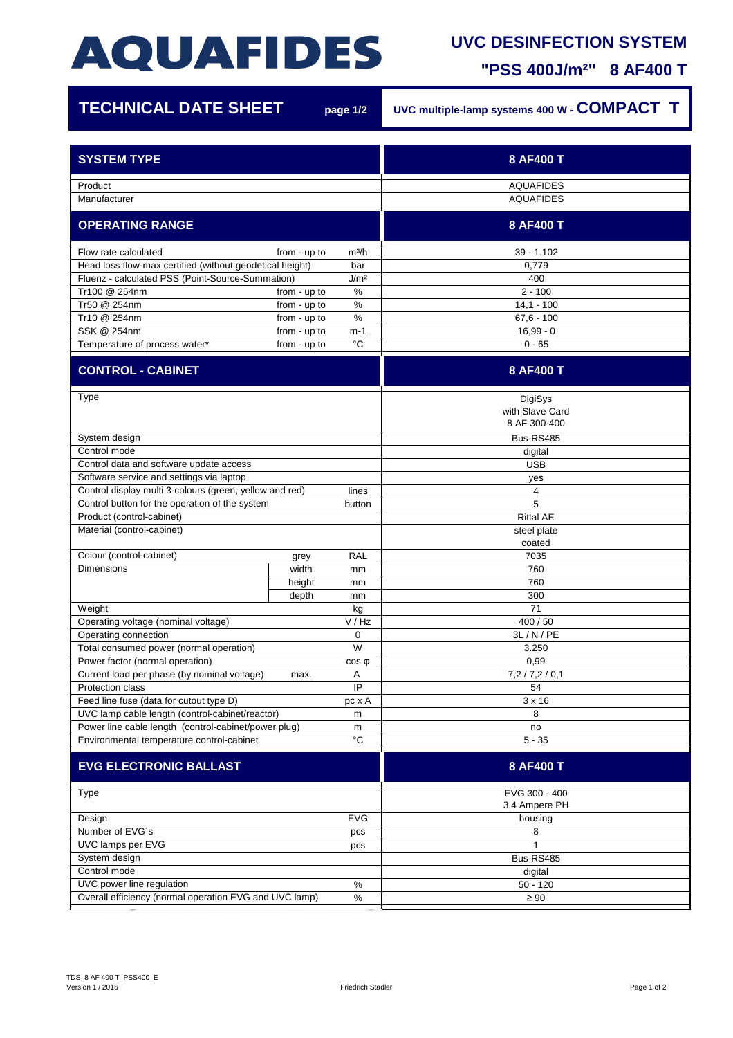# AQUAFIDES

## UVC DESINFECTION SYSTEM

## "PSS 400J/m²" 8 AF400 T

## TECHNICAL DATE SHEET

page 1/2

UVC multiple-lamp systems 400 W - **COMPACT T**

| SYSTEM TYPE | | | 8 AF400 T |
|---|---|---|---|
| Product | | | AQUAFIDES |
| Manufacturer | | | AQUAFIDES |
| **OPERATING RANGE** | | | **8 AF400 T** |
| Flow rate calculated | from - up to | m³/h | 39 - 1.102 |
| Head loss flow-max certified (without geodetical height) | | bar | 0,779 |
| Fluenz - calculated PSS (Point-Source-Summation) | | J/m² | 400 |
| Tr100 @ 254nm | from - up to | % | 2 - 100 |
| Tr50 @ 254nm | from - up to | % | 14,1 - 100 |
| Tr10 @ 254nm | from - up to | % | 67,6 - 100 |
| SSK @ 254nm | from - up to | m-1 | 16,99 - 0 |
| Temperature of process water* | from - up to | °C | 0 - 65 |
| **CONTROL - CABINET** | | | **8 AF400 T** |
| Type | | | DigiSys with Slave Card 8 AF 300-400 |
| System design | | | Bus-RS485 |
| Control mode | | | digital |
| Control data and software update access | | | USB |
| Software service and settings via laptop | | | yes |
| Control display multi 3-colours (green, yellow and red) | | lines | 4 |
| Control button for the operation of the system | | button | 5 |
| Product (control-cabinet) | | | Rittal AE |
| Material (control-cabinet) | | | steel plate coated |
| Colour (control-cabinet) | grey | RAL | 7035 |
| Dimensions | width | mm | 760 |
| | height | mm | 760 |
| | depth | mm | 300 |
| Weight | | kg | 71 |
| Operating voltage (nominal voltage) | | V / Hz | 400 / 50 |
| Operating connection | | 0 | 3L / N / PE |
| Total consumed power (normal operation) | | W | 3.250 |
| Power factor (normal operation) | | cos φ | 0,99 |
| Current load per phase (by nominal voltage) | max. | A | 7,2 / 7,2 / 0,1 |
| Protection class | | IP | 54 |
| Feed line fuse (data for cutout type D) | | pc x A | 3 x 16 |
| UVC lamp cable length (control-cabinet/reactor) | | m | 8 |
| Power line cable length (control-cabinet/power plug) | | m | no |
| Environmental temperature control-cabinet | | °C | 5 - 35 |
| **EVG ELECTRONIC BALLAST** | | | **8 AF400 T** |
| Type | | | EVG 300 - 400 3,4 Ampere PH |
| Design | | EVG | housing |
| Number of EVG´s | | pcs | 8 |
| UVC lamps per EVG | | pcs | 1 |
| System design | | | Bus-RS485 |
| Control mode | | | digital |
| UVC power line regulation | | % | 50 - 120 |
| Overall efficiency (normal operation EVG and UVC lamp) | | % | ≥ 90 |

TDS_8 AF 400 T_PSS400_E
Version 1 / 2016

Friedrich Stadler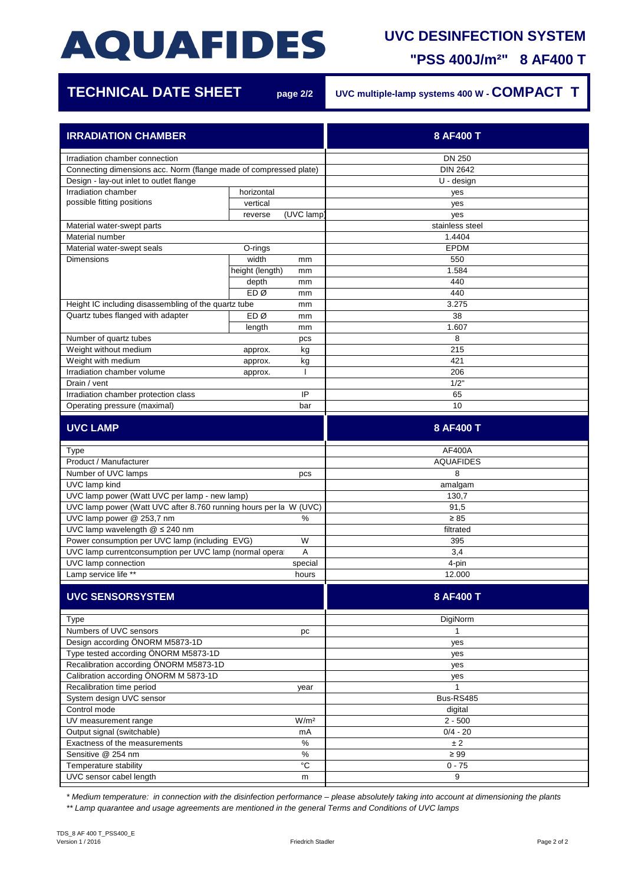# AQUAFIDES

## UVC DESINFECTION SYSTEM

## "PSS 400J/m²" 8 AF400 T

## TECHNICAL DATE SHEET

page 2/2

UVC multiple-lamp systems 400 W - **COMPACT T**

| IRRADIATION CHAMBER | | | 8 AF400 T |
|---|---|---|---|
| Irradiation chamber connection | | | DN 250 |
| Connecting dimensions acc. Norm (flange made of compressed plate) | | | DIN 2642 |
| Design - lay-out inlet to outlet flange | | | U - design |
| Irradiation chamber possible fitting positions | horizontal | | yes |
| | vertical | | yes |
| | reverse | (UVC lamp) | yes |
| Material water-swept parts | | | stainless steel |
| Material number | | | 1.4404 |
| Material water-swept seals | O-rings | | EPDM |
| Dimensions | width | mm | 550 |
| | height (length) | mm | 1.584 |
| | depth | mm | 440 |
| | ED Ø | mm | 440 |
| Height IC including disassembling of the quartz tube | | mm | 3.275 |
| Quartz tubes flanged with adapter | ED Ø | mm | 38 |
| | length | mm | 1.607 |
| Number of quartz tubes | | pcs | 8 |
| Weight without medium | approx. | kg | 215 |
| Weight with medium | approx. | kg | 421 |
| Irradiation chamber volume | approx. | l | 206 |
| Drain / vent | | | 1/2" |
| Irradiation chamber protection class | | IP | 65 |
| Operating pressure (maximal) | | bar | 10 |

| UVC LAMP | | 8 AF400 T |
|---|---|---|
| Type | | AF400A |
| Product / Manufacturer | | AQUAFIDES |
| Number of UVC lamps | pcs | 8 |
| UVC lamp kind | | amalgam |
| UVC lamp power (Watt UVC per lamp - new lamp) | | 130,7 |
| UVC lamp power (Watt UVC after 8.760 running hours per la W (UVC) | | 91,5 |
| UVC lamp power @ 253,7 nm | % | ≥ 85 |
| UVC lamp wavelength @ ≤ 240 nm | | filtrated |
| Power consumption per UVC lamp (including EVG) | W | 395 |
| UVC lamp currentconsumption per UVC lamp (normal opera | A | 3,4 |
| UVC lamp connection | special | 4-pin |
| Lamp service life ** | hours | 12.000 |

| UVC SENSORSYSTEM | | 8 AF400 T |
|---|---|---|
| Type | | DigiNorm |
| Numbers of UVC sensors | pc | 1 |
| Design according ÖNORM M5873-1D | | yes |
| Type tested according ÖNORM M5873-1D | | yes |
| Recalibration according ÖNORM M5873-1D | | yes |
| Calibration according ÖNORM M 5873-1D | | yes |
| Recalibration time period | year | 1 |
| System design UVC sensor | | Bus-RS485 |
| Control mode | | digital |
| UV measurement range | W/m² | 2 - 500 |
| Output signal (switchable) | mA | 0/4 - 20 |
| Exactness of the measurements | % | ± 2 |
| Sensitive @ 254 nm | % | ≥ 99 |
| Temperature stability | °C | 0 - 75 |
| UVC sensor cabel length | m | 9 |

*\* Medium temperature: in connection with the disinfection performance – please absolutely taking into account at dimensioning the plants*

*\*\* Lamp quarantee and usage agreements are mentioned in the general Terms and Conditions of UVC lamps*

TDS_8 AF 400 T_PSS400_E
Version 1 / 2016

Friedrich Stadler